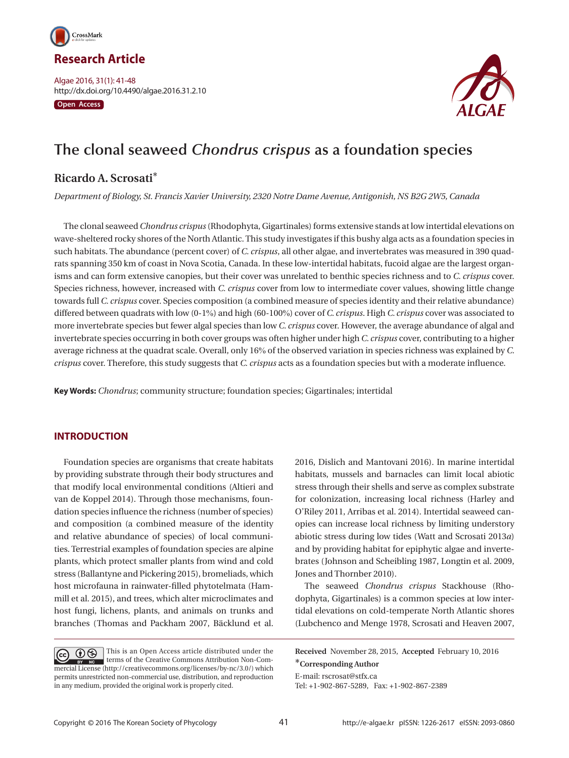Research Article

Algae 2016, 31(1): 41-48
http://dx.doi.org/10.4490/algae.2016.31.2.10

Open Access

# The clonal seaweed *Chondrus crispus* as a foundation species

**Ricardo A. Scrosati***

*Department of Biology, St. Francis Xavier University, 2320 Notre Dame Avenue, Antigonish, NS B2G 2W5, Canada*

The clonal seaweed *Chondrus crispus* (Rhodophyta, Gigartinales) forms extensive stands at low intertidal elevations on wave-sheltered rocky shores of the North Atlantic. This study investigates if this bushy alga acts as a foundation species in such habitats. The abundance (percent cover) of *C. crispus*, all other algae, and invertebrates was measured in 390 quadrats spanning 350 km of coast in Nova Scotia, Canada. In these low-intertidal habitats, fucoid algae are the largest organisms and can form extensive canopies, but their cover was unrelated to benthic species richness and to *C. crispus* cover. Species richness, however, increased with *C. crispus* cover from low to intermediate cover values, showing little change towards full *C. crispus* cover. Species composition (a combined measure of species identity and their relative abundance) differed between quadrats with low (0-1%) and high (60-100%) cover of *C. crispus*. High *C. crispus* cover was associated to more invertebrate species but fewer algal species than low *C. crispus* cover. However, the average abundance of algal and invertebrate species occurring in both cover groups was often higher under high *C. crispus* cover, contributing to a higher average richness at the quadrat scale. Overall, only 16% of the observed variation in species richness was explained by *C. crispus* cover. Therefore, this study suggests that *C. crispus* acts as a foundation species but with a moderate influence.

**Key Words:** *Chondrus*; community structure; foundation species; Gigartinales; intertidal

## INTRODUCTION

Foundation species are organisms that create habitats by providing substrate through their body structures and that modify local environmental conditions (Altieri and van de Koppel 2014). Through those mechanisms, foundation species influence the richness (number of species) and composition (a combined measure of the identity and relative abundance of species) of local communities. Terrestrial examples of foundation species are alpine plants, which protect smaller plants from wind and cold stress (Ballantyne and Pickering 2015), bromeliads, which host microfauna in rainwater-filled phytotelmata (Hammill et al. 2015), and trees, which alter microclimates and host fungi, lichens, plants, and animals on trunks and branches (Thomas and Packham 2007, Bäcklund et al. 2016, Dislich and Mantovani 2016). In marine intertidal habitats, mussels and barnacles can limit local abiotic stress through their shells and serve as complex substrate for colonization, increasing local richness (Harley and O'Riley 2011, Arribas et al. 2014). Intertidal seaweed canopies can increase local richness by limiting understory abiotic stress during low tides (Watt and Scrosati 2013*a*) and by providing habitat for epiphytic algae and invertebrates (Johnson and Scheibling 1987, Longtin et al. 2009, Jones and Thornber 2010).

The seaweed *Chondrus crispus* Stackhouse (Rhodophyta, Gigartinales) is a common species at low intertidal elevations on cold-temperate North Atlantic shores (Lubchenco and Menge 1978, Scrosati and Heaven 2007,

This is an Open Access article distributed under the terms of the Creative Commons Attribution Non-Commercial License (http://creativecommons.org/licenses/by-nc/3.0/) which permits unrestricted non-commercial use, distribution, and reproduction in any medium, provided the original work is properly cited.

**Received** November 28, 2015, **Accepted** February 10, 2016

***Corresponding Author**

E-mail: rscrosat@stfx.ca

Tel: +1-902-867-5289, Fax: +1-902-867-2389

Copyright © 2016 The Korean Society of Phycology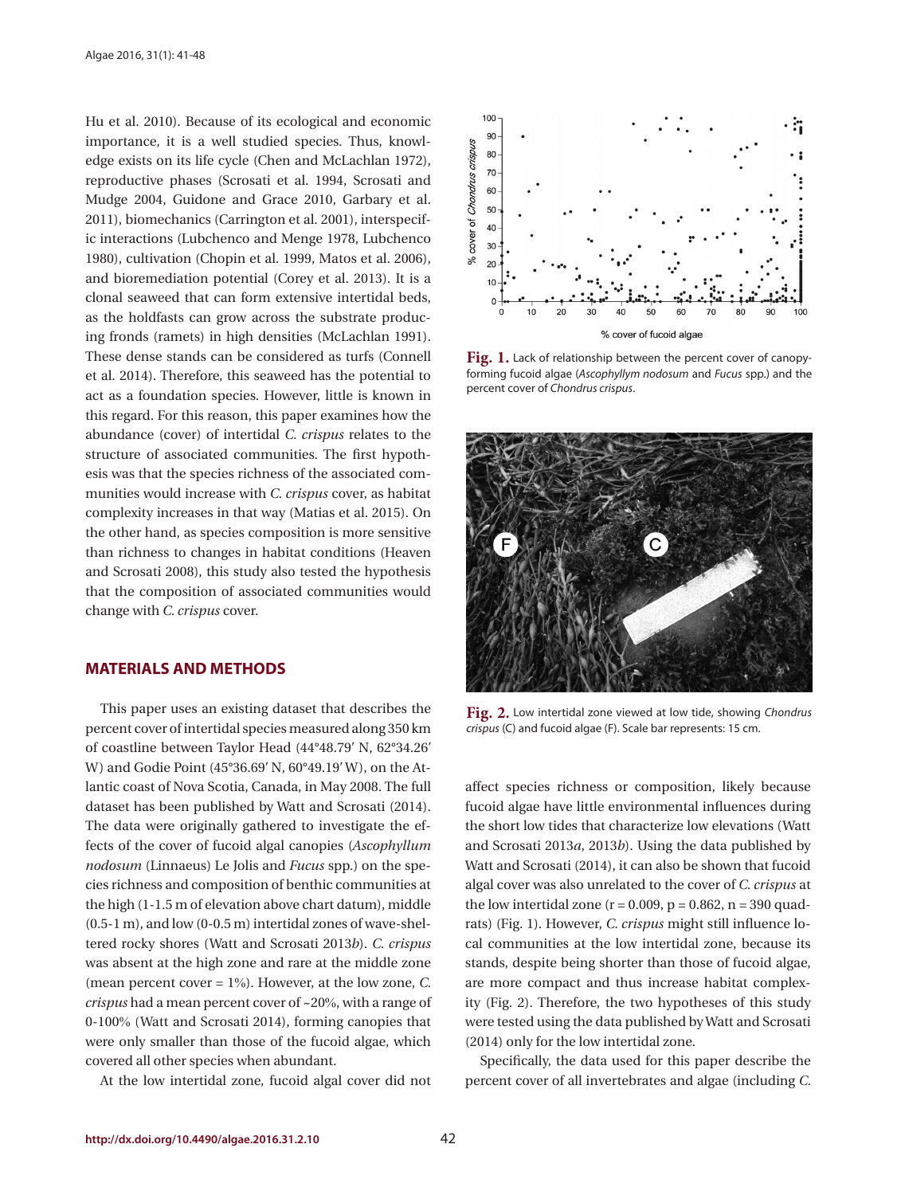Hu et al. 2010). Because of its ecological and economic importance, it is a well studied species. Thus, knowledge exists on its life cycle (Chen and McLachlan 1972), reproductive phases (Scrosati et al. 1994, Scrosati and Mudge 2004, Guidone and Grace 2010, Garbary et al. 2011), biomechanics (Carrington et al. 2001), interspecific interactions (Lubchenco and Menge 1978, Lubchenco 1980), cultivation (Chopin et al. 1999, Matos et al. 2006), and bioremediation potential (Corey et al. 2013). It is a clonal seaweed that can form extensive intertidal beds, as the holdfasts can grow across the substrate producing fronds (ramets) in high densities (McLachlan 1991). These dense stands can be considered as turfs (Connell et al. 2014). Therefore, this seaweed has the potential to act as a foundation species. However, little is known in this regard. For this reason, this paper examines how the abundance (cover) of intertidal *C. crispus* relates to the structure of associated communities. The first hypothesis was that the species richness of the associated communities would increase with *C. crispus* cover, as habitat complexity increases in that way (Matias et al. 2015). On the other hand, as species composition is more sensitive than richness to changes in habitat conditions (Heaven and Scrosati 2008), this study also tested the hypothesis that the composition of associated communities would change with *C. crispus* cover.

## MATERIALS AND METHODS

This paper uses an existing dataset that describes the percent cover of intertidal species measured along 350 km of coastline between Taylor Head (44°48.79′ N, 62°34.26′ W) and Godie Point (45°36.69′ N, 60°49.19′ W), on the Atlantic coast of Nova Scotia, Canada, in May 2008. The full dataset has been published by Watt and Scrosati (2014). The data were originally gathered to investigate the effects of the cover of fucoid algal canopies (*Ascophyllum nodosum* (Linnaeus) Le Jolis and *Fucus* spp.) on the species richness and composition of benthic communities at the high (1-1.5 m of elevation above chart datum), middle (0.5-1 m), and low (0-0.5 m) intertidal zones of wave-sheltered rocky shores (Watt and Scrosati 2013*b*). *C. crispus* was absent at the high zone and rare at the middle zone (mean percent cover = 1%). However, at the low zone, *C. crispus* had a mean percent cover of ~20%, with a range of 0-100% (Watt and Scrosati 2014), forming canopies that were only smaller than those of the fucoid algae, which covered all other species when abundant.

At the low intertidal zone, fucoid algal cover did not affect species richness or composition, likely because fucoid algae have little environmental influences during the short low tides that characterize low elevations (Watt and Scrosati 2013*a*, 2013*b*). Using the data published by Watt and Scrosati (2014), it can also be shown that fucoid algal cover was also unrelated to the cover of *C. crispus* at the low intertidal zone ($r = 0.009$, $p = 0.862$, $n = 390$ quadrats) (Fig. 1). However, *C. crispus* might still influence local communities at the low intertidal zone, because its stands, despite being shorter than those of fucoid algae, are more compact and thus increase habitat complexity (Fig. 2). Therefore, the two hypotheses of this study were tested using the data published by Watt and Scrosati (2014) only for the low intertidal zone.

**Fig. 1.** Lack of relationship between the percent cover of canopy-forming fucoid algae (*Ascophyllym nodosum* and *Fucus* spp.) and the percent cover of *Chondrus crispus*.

**Fig. 2.** Low intertidal zone viewed at low tide, showing *Chondrus crispus* (C) and fucoid algae (F). Scale bar represents: 15 cm.

Specifically, the data used for this paper describe the percent cover of all invertebrates and algae (including *C.*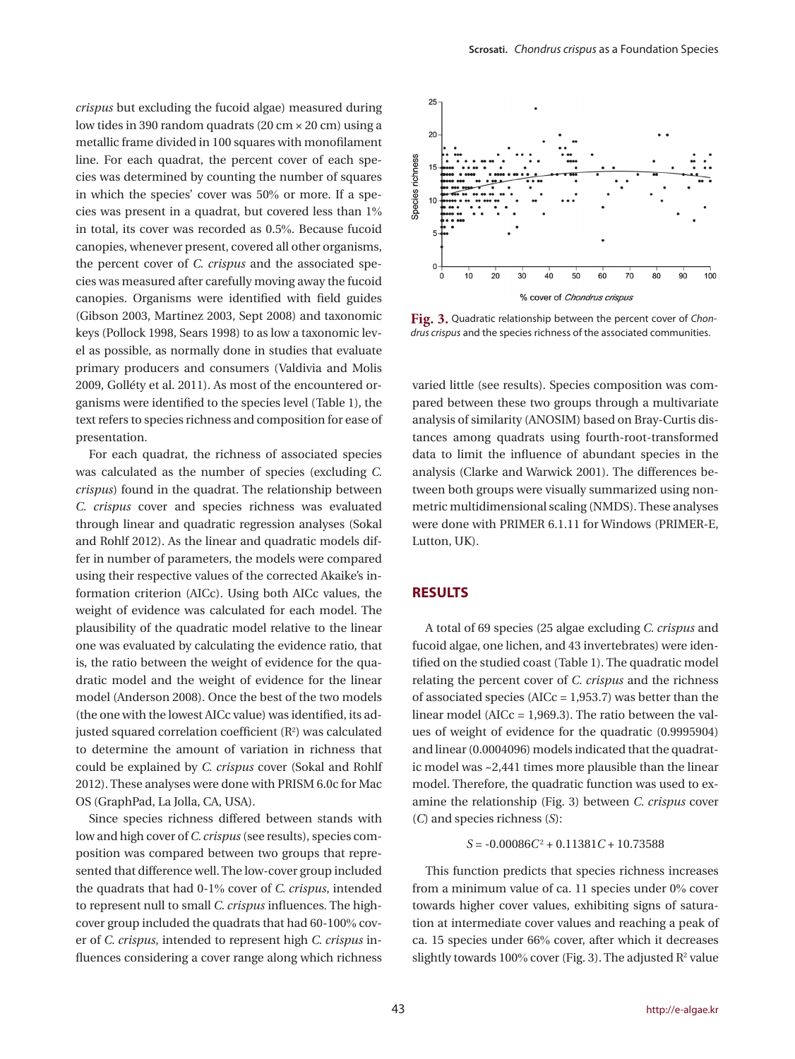*crispus* but excluding the fucoid algae) measured during low tides in 390 random quadrats (20 cm × 20 cm) using a metallic frame divided in 100 squares with monofilament line. For each quadrat, the percent cover of each species was determined by counting the number of squares in which the species' cover was 50% or more. If a species was present in a quadrat, but covered less than 1% in total, its cover was recorded as 0.5%. Because fucoid canopies, whenever present, covered all other organisms, the percent cover of *C. crispus* and the associated species was measured after carefully moving away the fucoid canopies. Organisms were identified with field guides (Gibson 2003, Martinez 2003, Sept 2008) and taxonomic keys (Pollock 1998, Sears 1998) to as low a taxonomic level as possible, as normally done in studies that evaluate primary producers and consumers (Valdivia and Molis 2009, Golléty et al. 2011). As most of the encountered organisms were identified to the species level (Table 1), the text refers to species richness and composition for ease of presentation.

For each quadrat, the richness of associated species was calculated as the number of species (excluding *C. crispus*) found in the quadrat. The relationship between *C. crispus* cover and species richness was evaluated through linear and quadratic regression analyses (Sokal and Rohlf 2012). As the linear and quadratic models differ in number of parameters, the models were compared using their respective values of the corrected Akaike's information criterion (AICc). Using both AICc values, the weight of evidence was calculated for each model. The plausibility of the quadratic model relative to the linear one was evaluated by calculating the evidence ratio, that is, the ratio between the weight of evidence for the quadratic model and the weight of evidence for the linear model (Anderson 2008). Once the best of the two models (the one with the lowest AICc value) was identified, its adjusted squared correlation coefficient ($R^2$) was calculated to determine the amount of variation in richness that could be explained by *C. crispus* cover (Sokal and Rohlf 2012). These analyses were done with PRISM 6.0c for Mac OS (GraphPad, La Jolla, CA, USA).

Since species richness differed between stands with low and high cover of *C. crispus* (see results), species composition was compared between two groups that represented that difference well. The low-cover group included the quadrats that had 0-1% cover of *C. crispus*, intended to represent null to small *C. crispus* influences. The high-cover group included the quadrats that had 60-100% cover of *C. crispus*, intended to represent high *C. crispus* influences considering a cover range along which richness varied little (see results). Species composition was compared between these two groups through a multivariate analysis of similarity (ANOSIM) based on Bray-Curtis distances among quadrats using fourth-root-transformed data to limit the influence of abundant species in the analysis (Clarke and Warwick 2001). The differences between both groups were visually summarized using non-metric multidimensional scaling (NMDS). These analyses were done with PRIMER 6.1.11 for Windows (PRIMER-E, Lutton, UK).

**Fig. 3.** Quadratic relationship between the percent cover of *Chondrus crispus* and the species richness of the associated communities.

## RESULTS

A total of 69 species (25 algae excluding *C. crispus* and fucoid algae, one lichen, and 43 invertebrates) were identified on the studied coast (Table 1). The quadratic model relating the percent cover of *C. crispus* and the richness of associated species (AICc = 1,953.7) was better than the linear model (AICc = 1,969.3). The ratio between the values of weight of evidence for the quadratic (0.9995904) and linear (0.0004096) models indicated that the quadratic model was ~2,441 times more plausible than the linear model. Therefore, the quadratic function was used to examine the relationship (Fig. 3) between *C. crispus* cover ($C$) and species richness ($S$):

$$S = -0.00086C^2 + 0.11381C + 10.73588$$

This function predicts that species richness increases from a minimum value of ca. 11 species under 0% cover towards higher cover values, exhibiting signs of saturation at intermediate cover values and reaching a peak of ca. 15 species under 66% cover, after which it decreases slightly towards 100% cover (Fig. 3). The adjusted $R^2$ value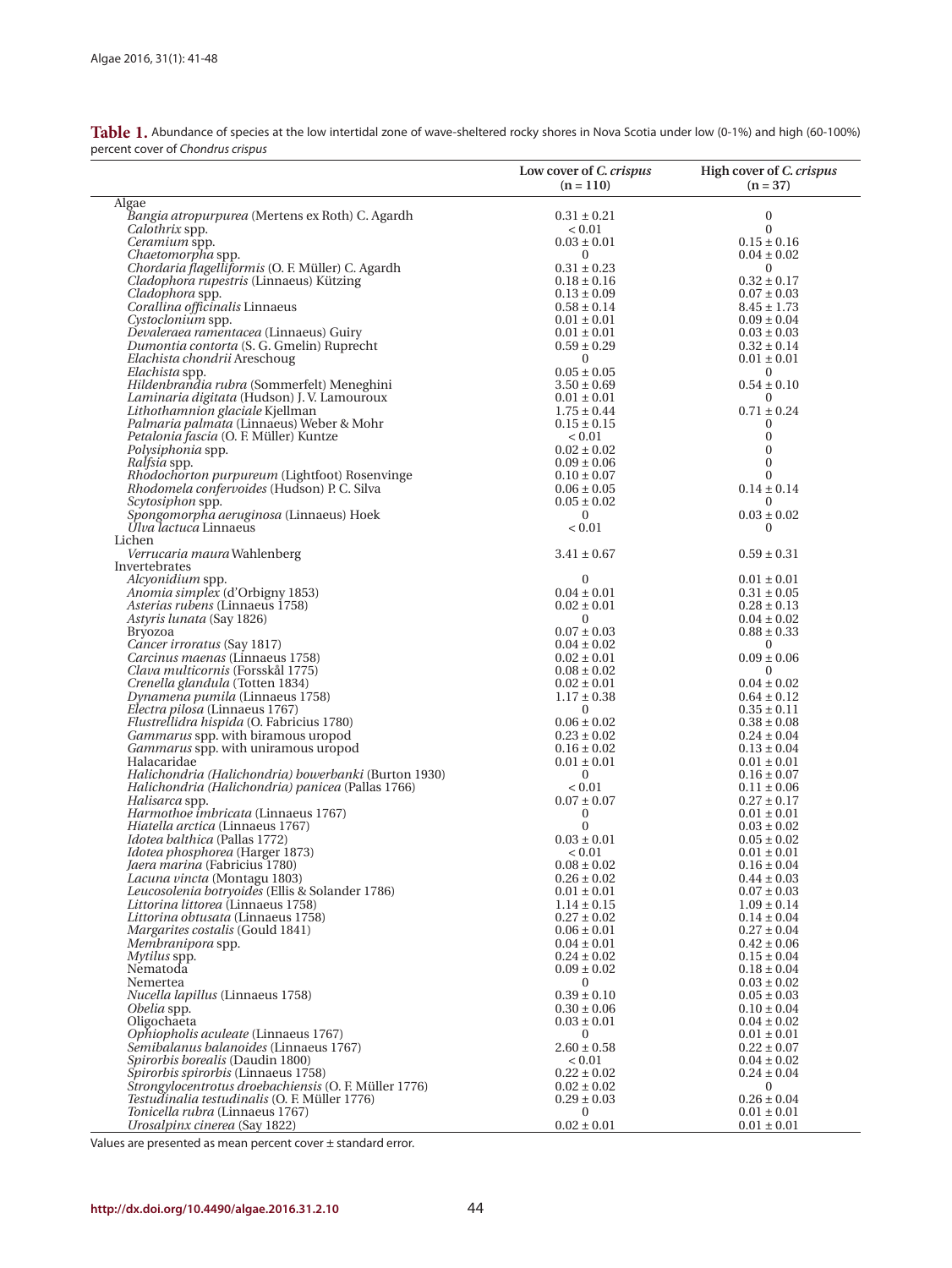**Table 1.** Abundance of species at the low intertidal zone of wave-sheltered rocky shores in Nova Scotia under low (0-1%) and high (60-100%) percent cover of *Chondrus crispus*

| | Low cover of *C. crispus* (n = 110) | High cover of *C. crispus* (n = 37) |
|---|---|---|
| Algae | | |
| *Bangia atropurpurea* (Mertens ex Roth) C. Agardh | 0.31 ± 0.21 | 0 |
| *Calothrix* spp. | < 0.01 | 0 |
| *Ceramium* spp. | 0.03 ± 0.01 | 0.15 ± 0.16 |
| *Chaetomorpha* spp. | 0 | 0.04 ± 0.02 |
| *Chordaria flagelliformis* (O. F. Müller) C. Agardh | 0.31 ± 0.23 | 0 |
| *Cladophora rupestris* (Linnaeus) Kützing | 0.18 ± 0.16 | 0.32 ± 0.17 |
| *Cladophora* spp. | 0.13 ± 0.09 | 0.07 ± 0.03 |
| *Corallina officinalis* Linnaeus | 0.58 ± 0.14 | 8.45 ± 1.73 |
| *Cystoclonium* spp. | 0.01 ± 0.01 | 0.09 ± 0.04 |
| *Devaleraea ramentacea* (Linnaeus) Guiry | 0.01 ± 0.01 | 0.03 ± 0.03 |
| *Dumontia contorta* (S. G. Gmelin) Ruprecht | 0.59 ± 0.29 | 0.32 ± 0.14 |
| *Elachista chondrii* Areschoug | 0 | 0.01 ± 0.01 |
| *Elachista* spp. | 0.05 ± 0.05 | 0 |
| *Hildenbrandia rubra* (Sommerfelt) Meneghini | 3.50 ± 0.69 | 0.54 ± 0.10 |
| *Laminaria digitata* (Hudson) J. V. Lamouroux | 0.01 ± 0.01 | 0 |
| *Lithothamnion glaciale* Kjellman | 1.75 ± 0.44 | 0.71 ± 0.24 |
| *Palmaria palmata* (Linnaeus) Weber & Mohr | 0.15 ± 0.15 | 0 |
| *Petalonia fascia* (O. F. Müller) Kuntze | < 0.01 | 0 |
| *Polysiphonia* spp. | 0.02 ± 0.02 | 0 |
| *Ralfsia* spp. | 0.09 ± 0.06 | 0 |
| *Rhodochorton purpureum* (Lightfoot) Rosenvinge | 0.10 ± 0.07 | 0 |
| *Rhodomela confervoides* (Hudson) P. C. Silva | 0.06 ± 0.05 | 0.14 ± 0.14 |
| *Scytosiphon* spp. | 0.05 ± 0.02 | 0 |
| *Spongomorpha aeruginosa* (Linnaeus) Hoek | 0 | 0.03 ± 0.02 |
| *Ulva lactuca* Linnaeus | < 0.01 | 0 |
| Lichen | | |
| *Verrucaria maura* Wahlenberg | 3.41 ± 0.67 | 0.59 ± 0.31 |
| Invertebrates | | |
| *Alcyonidium* spp. | 0 | 0.01 ± 0.01 |
| *Anomia simplex* (d'Orbigny 1853) | 0.04 ± 0.01 | 0.31 ± 0.05 |
| *Asterias rubens* (Linnaeus 1758) | 0.02 ± 0.01 | 0.28 ± 0.13 |
| *Astyris lunata* (Say 1826) | 0 | 0.04 ± 0.02 |
| Bryozoa | 0.07 ± 0.03 | 0.88 ± 0.33 |
| *Cancer irroratus* (Say 1817) | 0.04 ± 0.02 | 0 |
| *Carcinus maenas* (Linnaeus 1758) | 0.02 ± 0.01 | 0.09 ± 0.06 |
| *Clava multicornis* (Forsskål 1775) | 0.08 ± 0.02 | 0 |
| *Crenella glandula* (Totten 1834) | 0.02 ± 0.01 | 0.04 ± 0.02 |
| *Dynamena pumila* (Linnaeus 1758) | 1.17 ± 0.38 | 0.64 ± 0.12 |
| *Electra pilosa* (Linnaeus 1767) | 0 | 0.35 ± 0.11 |
| *Flustrellidra hispida* (O. Fabricius 1780) | 0.06 ± 0.02 | 0.38 ± 0.08 |
| *Gammarus* spp. with biramous uropod | 0.23 ± 0.02 | 0.24 ± 0.04 |
| *Gammarus* spp. with uniramous uropod | 0.16 ± 0.02 | 0.13 ± 0.04 |
| Halacaridae | 0.01 ± 0.01 | 0.01 ± 0.01 |
| *Halichondria (Halichondria) bowerbanki* (Burton 1930) | 0 | 0.16 ± 0.07 |
| *Halichondria (Halichondria) panicea* (Pallas 1766) | < 0.01 | 0.11 ± 0.06 |
| *Halisarca* spp. | 0.07 ± 0.07 | 0.27 ± 0.17 |
| *Harmothoe imbricata* (Linnaeus 1767) | 0 | 0.01 ± 0.01 |
| *Hiatella arctica* (Linnaeus 1767) | 0 | 0.03 ± 0.02 |
| *Idotea balthica* (Pallas 1772) | 0.03 ± 0.01 | 0.05 ± 0.02 |
| *Idotea phosphorea* (Harger 1873) | < 0.01 | 0.01 ± 0.01 |
| *Jaera marina* (Fabricius 1780) | 0.08 ± 0.02 | 0.16 ± 0.04 |
| *Lacuna vincta* (Montagu 1803) | 0.26 ± 0.02 | 0.44 ± 0.03 |
| *Leucosolenia botryoides* (Ellis & Solander 1786) | 0.01 ± 0.01 | 0.07 ± 0.03 |
| *Littorina littorea* (Linnaeus 1758) | 1.14 ± 0.15 | 1.09 ± 0.14 |
| *Littorina obtusata* (Linnaeus 1758) | 0.27 ± 0.02 | 0.14 ± 0.04 |
| *Margarites costalis* (Gould 1841) | 0.06 ± 0.01 | 0.27 ± 0.04 |
| *Membranipora* spp. | 0.04 ± 0.01 | 0.42 ± 0.06 |
| *Mytilus* spp. | 0.24 ± 0.02 | 0.15 ± 0.04 |
| Nematoda | 0.09 ± 0.02 | 0.18 ± 0.04 |
| Nemertea | 0 | 0.03 ± 0.02 |
| *Nucella lapillus* (Linnaeus 1758) | 0.39 ± 0.10 | 0.05 ± 0.03 |
| *Obelia* spp. | 0.30 ± 0.06 | 0.10 ± 0.04 |
| Oligochaeta | 0.03 ± 0.01 | 0.04 ± 0.02 |
| *Ophiopholis aculeate* (Linnaeus 1767) | 0 | 0.01 ± 0.01 |
| *Semibalanus balanoides* (Linnaeus 1767) | 2.60 ± 0.58 | 0.22 ± 0.07 |
| *Spirorbis borealis* (Daudin 1800) | < 0.01 | 0.04 ± 0.02 |
| *Spirorbis spirorbis* (Linnaeus 1758) | 0.22 ± 0.02 | 0.24 ± 0.04 |
| *Strongylocentrotus droebachiensis* (O. F. Müller 1776) | 0.02 ± 0.02 | 0 |
| *Testudinalia testudinalis* (O. F. Müller 1776) | 0.29 ± 0.03 | 0.26 ± 0.04 |
| *Tonicella rubra* (Linnaeus 1767) | 0 | 0.01 ± 0.01 |
| *Urosalpinx cinerea* (Say 1822) | 0.02 ± 0.01 | 0.01 ± 0.01 |

Values are presented as mean percent cover ± standard error.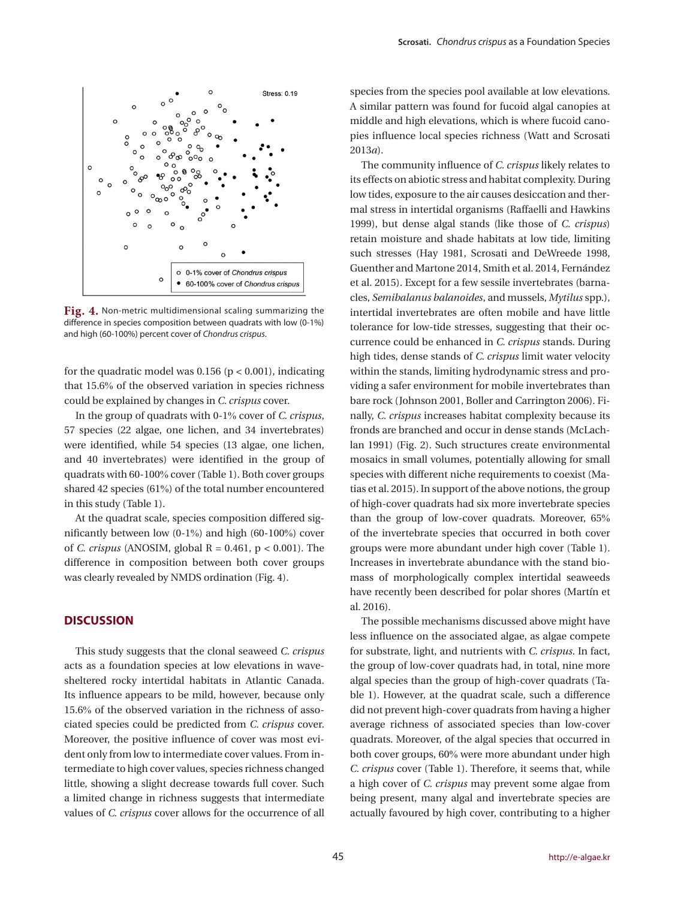Fig. 4. Non-metric multidimensional scaling summarizing the difference in species composition between quadrats with low (0-1%) and high (60-100%) percent cover of *Chondrus crispus*.

for the quadratic model was 0.156 ($p < 0.001$), indicating that 15.6% of the observed variation in species richness could be explained by changes in *C. crispus* cover.

In the group of quadrats with 0-1% cover of *C. crispus*, 57 species (22 algae, one lichen, and 34 invertebrates) were identified, while 54 species (13 algae, one lichen, and 40 invertebrates) were identified in the group of quadrats with 60-100% cover (Table 1). Both cover groups shared 42 species (61%) of the total number encountered in this study (Table 1).

At the quadrat scale, species composition differed significantly between low (0-1%) and high (60-100%) cover of *C. crispus* (ANOSIM, global R = 0.461, $p < 0.001$). The difference in composition between both cover groups was clearly revealed by NMDS ordination (Fig. 4).

## DISCUSSION

This study suggests that the clonal seaweed *C. crispus* acts as a foundation species at low elevations in wave-sheltered rocky intertidal habitats in Atlantic Canada. Its influence appears to be mild, however, because only 15.6% of the observed variation in the richness of associated species could be predicted from *C. crispus* cover. Moreover, the positive influence of cover was most evident only from low to intermediate cover values. From intermediate to high cover values, species richness changed little, showing a slight decrease towards full cover. Such a limited change in richness suggests that intermediate values of *C. crispus* cover allows for the occurrence of all species from the species pool available at low elevations. A similar pattern was found for fucoid algal canopies at middle and high elevations, which is where fucoid canopies influence local species richness (Watt and Scrosati 2013*a*).

The community influence of *C. crispus* likely relates to its effects on abiotic stress and habitat complexity. During low tides, exposure to the air causes desiccation and thermal stress in intertidal organisms (Raffaelli and Hawkins 1999), but dense algal stands (like those of *C. crispus*) retain moisture and shade habitats at low tide, limiting such stresses (Hay 1981, Scrosati and DeWreede 1998, Guenther and Martone 2014, Smith et al. 2014, Fernández et al. 2015). Except for a few sessile invertebrates (barnacles, *Semibalanus balanoides*, and mussels, *Mytilus* spp.), intertidal invertebrates are often mobile and have little tolerance for low-tide stresses, suggesting that their occurrence could be enhanced in *C. crispus* stands. During high tides, dense stands of *C. crispus* limit water velocity within the stands, limiting hydrodynamic stress and providing a safer environment for mobile invertebrates than bare rock (Johnson 2001, Boller and Carrington 2006). Finally, *C. crispus* increases habitat complexity because its fronds are branched and occur in dense stands (McLachlan 1991) (Fig. 2). Such structures create environmental mosaics in small volumes, potentially allowing for small species with different niche requirements to coexist (Matias et al. 2015). In support of the above notions, the group of high-cover quadrats had six more invertebrate species than the group of low-cover quadrats. Moreover, 65% of the invertebrate species that occurred in both cover groups were more abundant under high cover (Table 1). Increases in invertebrate abundance with the stand biomass of morphologically complex intertidal seaweeds have recently been described for polar shores (Martín et al. 2016).

The possible mechanisms discussed above might have less influence on the associated algae, as algae compete for substrate, light, and nutrients with *C. crispus*. In fact, the group of low-cover quadrats had, in total, nine more algal species than the group of high-cover quadrats (Table 1). However, at the quadrat scale, such a difference did not prevent high-cover quadrats from having a higher average richness of associated species than low-cover quadrats. Moreover, of the algal species that occurred in both cover groups, 60% were more abundant under high *C. crispus* cover (Table 1). Therefore, it seems that, while a high cover of *C. crispus* may prevent some algae from being present, many algal and invertebrate species are actually favoured by high cover, contributing to a higher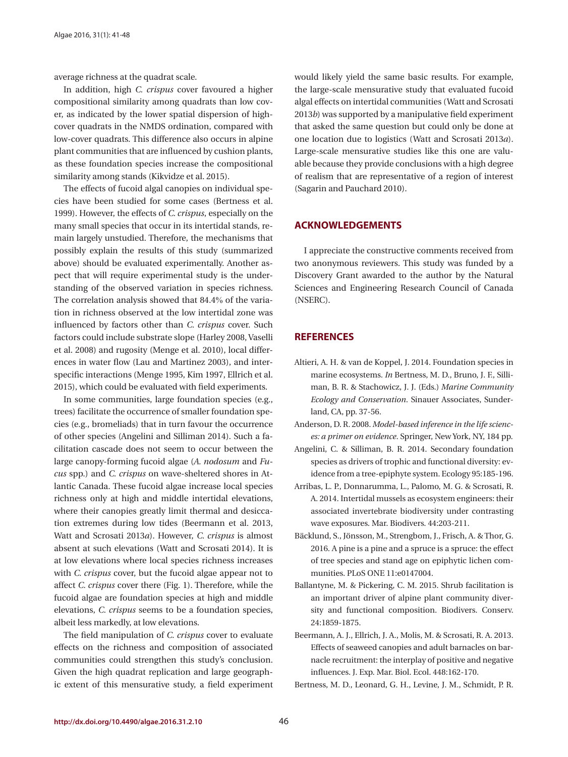average richness at the quadrat scale.

In addition, high *C. crispus* cover favoured a higher compositional similarity among quadrats than low cover, as indicated by the lower spatial dispersion of high-cover quadrats in the NMDS ordination, compared with low-cover quadrats. This difference also occurs in alpine plant communities that are influenced by cushion plants, as these foundation species increase the compositional similarity among stands (Kikvidze et al. 2015).

The effects of fucoid algal canopies on individual species have been studied for some cases (Bertness et al. 1999). However, the effects of *C. crispus*, especially on the many small species that occur in its intertidal stands, remain largely unstudied. Therefore, the mechanisms that possibly explain the results of this study (summarized above) should be evaluated experimentally. Another aspect that will require experimental study is the understanding of the observed variation in species richness. The correlation analysis showed that 84.4% of the variation in richness observed at the low intertidal zone was influenced by factors other than *C. crispus* cover. Such factors could include substrate slope (Harley 2008, Vaselli et al. 2008) and rugosity (Menge et al. 2010), local differences in water flow (Lau and Martinez 2003), and interspecific interactions (Menge 1995, Kim 1997, Ellrich et al. 2015), which could be evaluated with field experiments.

In some communities, large foundation species (e.g., trees) facilitate the occurrence of smaller foundation species (e.g., bromeliads) that in turn favour the occurrence of other species (Angelini and Silliman 2014). Such a facilitation cascade does not seem to occur between the large canopy-forming fucoid algae (*A. nodosum* and *Fucus* spp.) and *C. crispus* on wave-sheltered shores in Atlantic Canada. These fucoid algae increase local species richness only at high and middle intertidal elevations, where their canopies greatly limit thermal and desiccation extremes during low tides (Beermann et al. 2013, Watt and Scrosati 2013*a*). However, *C. crispus* is almost absent at such elevations (Watt and Scrosati 2014). It is at low elevations where local species richness increases with *C. crispus* cover, but the fucoid algae appear not to affect *C. crispus* cover there (Fig. 1). Therefore, while the fucoid algae are foundation species at high and middle elevations, *C. crispus* seems to be a foundation species, albeit less markedly, at low elevations.

The field manipulation of *C. crispus* cover to evaluate effects on the richness and composition of associated communities could strengthen this study's conclusion. Given the high quadrat replication and large geographic extent of this mensurative study, a field experiment would likely yield the same basic results. For example, the large-scale mensurative study that evaluated fucoid algal effects on intertidal communities (Watt and Scrosati 2013*b*) was supported by a manipulative field experiment that asked the same question but could only be done at one location due to logistics (Watt and Scrosati 2013*a*). Large-scale mensurative studies like this one are valuable because they provide conclusions with a high degree of realism that are representative of a region of interest (Sagarin and Pauchard 2010).

## ACKNOWLEDGEMENTS

I appreciate the constructive comments received from two anonymous reviewers. This study was funded by a Discovery Grant awarded to the author by the Natural Sciences and Engineering Research Council of Canada (NSERC).

## REFERENCES

Altieri, A. H. & van de Koppel, J. 2014. Foundation species in marine ecosystems. *In* Bertness, M. D., Bruno, J. F., Silliman, B. R. & Stachowicz, J. J. (Eds.) *Marine Community Ecology and Conservation*. Sinauer Associates, Sunderland, CA, pp. 37-56.

Anderson, D. R. 2008. *Model-based inference in the life sciences: a primer on evidence*. Springer, New York, NY, 184 pp.

Angelini, C. & Silliman, B. R. 2014. Secondary foundation species as drivers of trophic and functional diversity: evidence from a tree-epiphyte system. Ecology 95:185-196.

Arribas, L. P., Donnarumma, L., Palomo, M. G. & Scrosati, R. A. 2014. Intertidal mussels as ecosystem engineers: their associated invertebrate biodiversity under contrasting wave exposures. Mar. Biodivers. 44:203-211.

Bäcklund, S., Jönsson, M., Strengbom, J., Frisch, A. & Thor, G. 2016. A pine is a pine and a spruce is a spruce: the effect of tree species and stand age on epiphytic lichen communities. PLoS ONE 11:e0147004.

Ballantyne, M. & Pickering, C. M. 2015. Shrub facilitation is an important driver of alpine plant community diversity and functional composition. Biodivers. Conserv. 24:1859-1875.

Beermann, A. J., Ellrich, J. A., Molis, M. & Scrosati, R. A. 2013. Effects of seaweed canopies and adult barnacles on barnacle recruitment: the interplay of positive and negative influences. J. Exp. Mar. Biol. Ecol. 448:162-170.

Bertness, M. D., Leonard, G. H., Levine, J. M., Schmidt, P. R.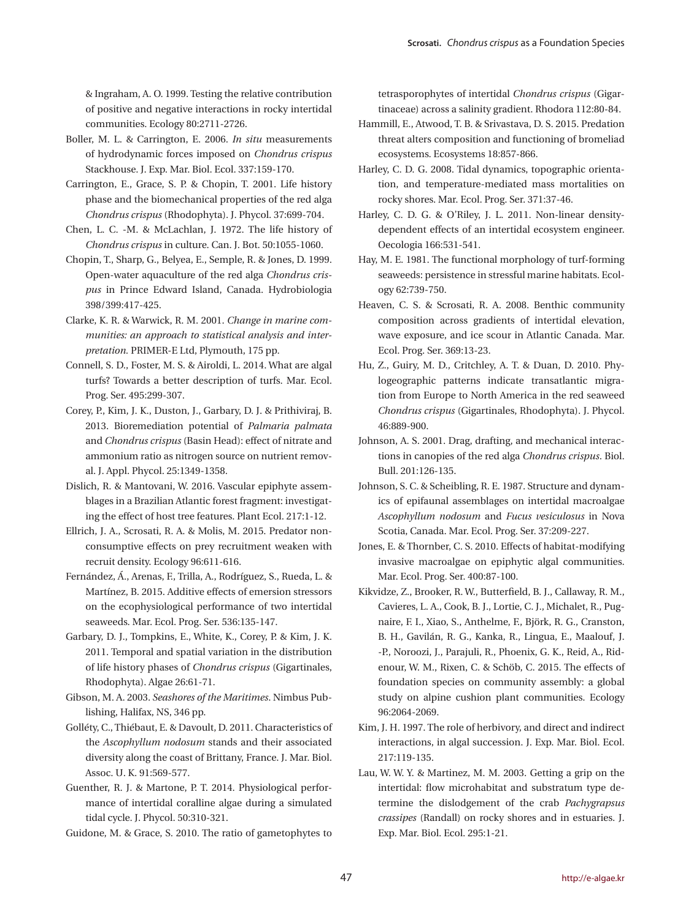& Ingraham, A. O. 1999. Testing the relative contribution of positive and negative interactions in rocky intertidal communities. Ecology 80:2711-2726.

Boller, M. L. & Carrington, E. 2006. *In situ* measurements of hydrodynamic forces imposed on *Chondrus crispus* Stackhouse. J. Exp. Mar. Biol. Ecol. 337:159-170.

Carrington, E., Grace, S. P. & Chopin, T. 2001. Life history phase and the biomechanical properties of the red alga *Chondrus crispus* (Rhodophyta). J. Phycol. 37:699-704.

Chen, L. C. -M. & McLachlan, J. 1972. The life history of *Chondrus crispus* in culture. Can. J. Bot. 50:1055-1060.

Chopin, T., Sharp, G., Belyea, E., Semple, R. & Jones, D. 1999. Open-water aquaculture of the red alga *Chondrus crispus* in Prince Edward Island, Canada. Hydrobiologia 398/399:417-425.

Clarke, K. R. & Warwick, R. M. 2001. *Change in marine communities: an approach to statistical analysis and interpretation.* PRIMER-E Ltd, Plymouth, 175 pp.

Connell, S. D., Foster, M. S. & Airoldi, L. 2014. What are algal turfs? Towards a better description of turfs. Mar. Ecol. Prog. Ser. 495:299-307.

Corey, P., Kim, J. K., Duston, J., Garbary, D. J. & Prithiviraj, B. 2013. Bioremediation potential of *Palmaria palmata* and *Chondrus crispus* (Basin Head): effect of nitrate and ammonium ratio as nitrogen source on nutrient removal. J. Appl. Phycol. 25:1349-1358.

Dislich, R. & Mantovani, W. 2016. Vascular epiphyte assemblages in a Brazilian Atlantic forest fragment: investigating the effect of host tree features. Plant Ecol. 217:1-12.

Ellrich, J. A., Scrosati, R. A. & Molis, M. 2015. Predator nonconsumptive effects on prey recruitment weaken with recruit density. Ecology 96:611-616.

Fernández, Á., Arenas, F., Trilla, A., Rodríguez, S., Rueda, L. & Martínez, B. 2015. Additive effects of emersion stressors on the ecophysiological performance of two intertidal seaweeds. Mar. Ecol. Prog. Ser. 536:135-147.

Garbary, D. J., Tompkins, E., White, K., Corey, P. & Kim, J. K. 2011. Temporal and spatial variation in the distribution of life history phases of *Chondrus crispus* (Gigartinales, Rhodophyta). Algae 26:61-71.

Gibson, M. A. 2003. *Seashores of the Maritimes*. Nimbus Publishing, Halifax, NS, 346 pp.

Golléty, C., Thiébaut, E. & Davoult, D. 2011. Characteristics of the *Ascophyllum nodosum* stands and their associated diversity along the coast of Brittany, France. J. Mar. Biol. Assoc. U. K. 91:569-577.

Guenther, R. J. & Martone, P. T. 2014. Physiological performance of intertidal coralline algae during a simulated tidal cycle. J. Phycol. 50:310-321.

Guidone, M. & Grace, S. 2010. The ratio of gametophytes to tetrasporophytes of intertidal *Chondrus crispus* (Gigartinaceae) across a salinity gradient. Rhodora 112:80-84.

Hammill, E., Atwood, T. B. & Srivastava, D. S. 2015. Predation threat alters composition and functioning of bromeliad ecosystems. Ecosystems 18:857-866.

Harley, C. D. G. 2008. Tidal dynamics, topographic orientation, and temperature-mediated mass mortalities on rocky shores. Mar. Ecol. Prog. Ser. 371:37-46.

Harley, C. D. G. & O'Riley, J. L. 2011. Non-linear density-dependent effects of an intertidal ecosystem engineer. Oecologia 166:531-541.

Hay, M. E. 1981. The functional morphology of turf-forming seaweeds: persistence in stressful marine habitats. Ecology 62:739-750.

Heaven, C. S. & Scrosati, R. A. 2008. Benthic community composition across gradients of intertidal elevation, wave exposure, and ice scour in Atlantic Canada. Mar. Ecol. Prog. Ser. 369:13-23.

Hu, Z., Guiry, M. D., Critchley, A. T. & Duan, D. 2010. Phylogeographic patterns indicate transatlantic migration from Europe to North America in the red seaweed *Chondrus crispus* (Gigartinales, Rhodophyta). J. Phycol. 46:889-900.

Johnson, A. S. 2001. Drag, drafting, and mechanical interactions in canopies of the red alga *Chondrus crispus*. Biol. Bull. 201:126-135.

Johnson, S. C. & Scheibling, R. E. 1987. Structure and dynamics of epifaunal assemblages on intertidal macroalgae *Ascophyllum nodosum* and *Fucus vesiculosus* in Nova Scotia, Canada. Mar. Ecol. Prog. Ser. 37:209-227.

Jones, E. & Thornber, C. S. 2010. Effects of habitat-modifying invasive macroalgae on epiphytic algal communities. Mar. Ecol. Prog. Ser. 400:87-100.

Kikvidze, Z., Brooker, R. W., Butterfield, B. J., Callaway, R. M., Cavieres, L. A., Cook, B. J., Lortie, C. J., Michalet, R., Pugnaire, F. I., Xiao, S., Anthelme, F., Björk, R. G., Cranston, B. H., Gavilán, R. G., Kanka, R., Lingua, E., Maalouf, J. -P., Noroozi, J., Parajuli, R., Phoenix, G. K., Reid, A., Ridenour, W. M., Rixen, C. & Schöb, C. 2015. The effects of foundation species on community assembly: a global study on alpine cushion plant communities. Ecology 96:2064-2069.

Kim, J. H. 1997. The role of herbivory, and direct and indirect interactions, in algal succession. J. Exp. Mar. Biol. Ecol. 217:119-135.

Lau, W. W. Y. & Martinez, M. M. 2003. Getting a grip on the intertidal: flow microhabitat and substratum type determine the dislodgement of the crab *Pachygrapsus crassipes* (Randall) on rocky shores and in estuaries. J. Exp. Mar. Biol. Ecol. 295:1-21.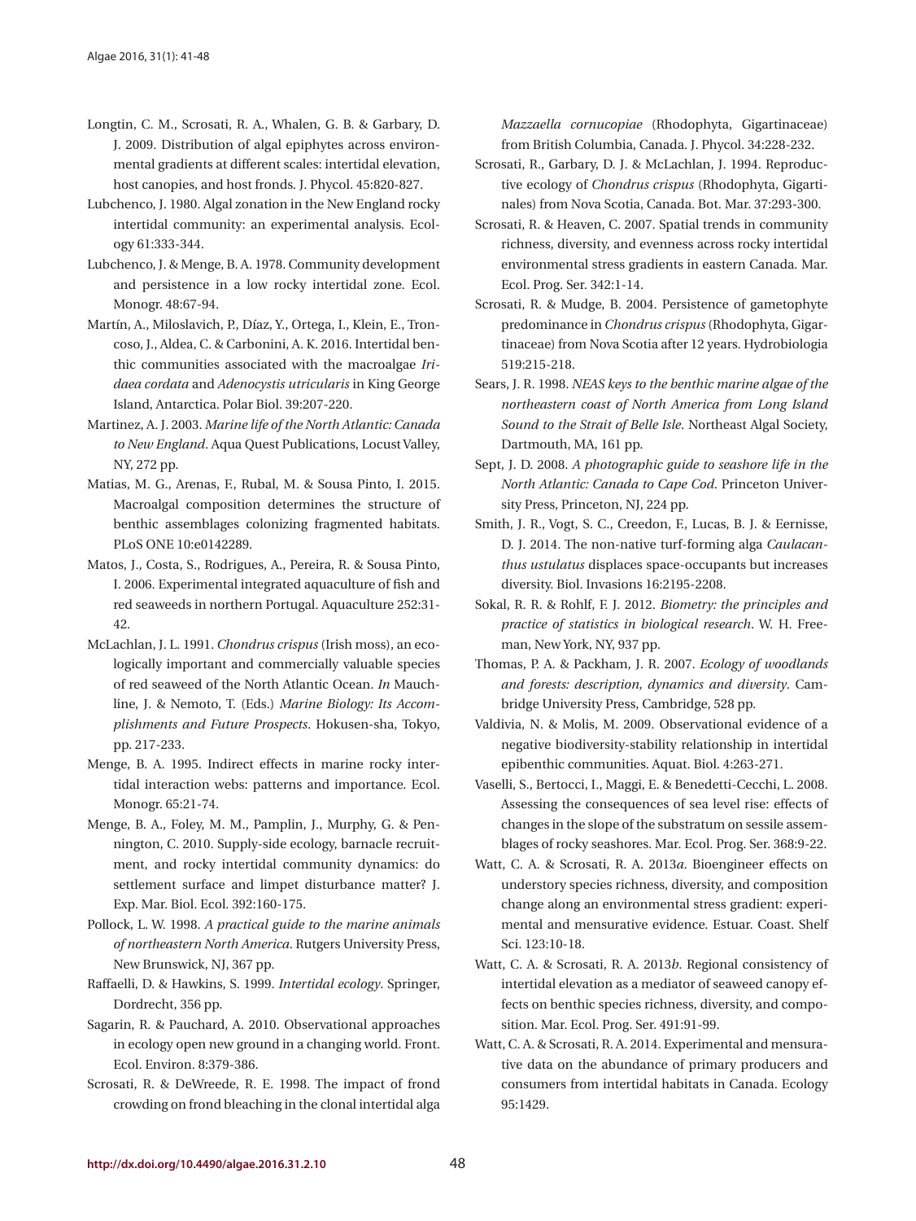Longtin, C. M., Scrosati, R. A., Whalen, G. B. & Garbary, D. J. 2009. Distribution of algal epiphytes across environmental gradients at different scales: intertidal elevation, host canopies, and host fronds. J. Phycol. 45:820-827.

Lubchenco, J. 1980. Algal zonation in the New England rocky intertidal community: an experimental analysis. Ecology 61:333-344.

Lubchenco, J. & Menge, B. A. 1978. Community development and persistence in a low rocky intertidal zone. Ecol. Monogr. 48:67-94.

Martín, A., Miloslavich, P., Díaz, Y., Ortega, I., Klein, E., Troncoso, J., Aldea, C. & Carbonini, A. K. 2016. Intertidal benthic communities associated with the macroalgae *Iridaea cordata* and *Adenocystis utricularis* in King George Island, Antarctica. Polar Biol. 39:207-220.

Martinez, A. J. 2003. *Marine life of the North Atlantic: Canada to New England*. Aqua Quest Publications, Locust Valley, NY, 272 pp.

Matias, M. G., Arenas, F., Rubal, M. & Sousa Pinto, I. 2015. Macroalgal composition determines the structure of benthic assemblages colonizing fragmented habitats. PLoS ONE 10:e0142289.

Matos, J., Costa, S., Rodrigues, A., Pereira, R. & Sousa Pinto, I. 2006. Experimental integrated aquaculture of fish and red seaweeds in northern Portugal. Aquaculture 252:31-42.

McLachlan, J. L. 1991. *Chondrus crispus* (Irish moss), an ecologically important and commercially valuable species of red seaweed of the North Atlantic Ocean. *In* Mauchline, J. & Nemoto, T. (Eds.) *Marine Biology: Its Accomplishments and Future Prospects*. Hokusen-sha, Tokyo, pp. 217-233.

Menge, B. A. 1995. Indirect effects in marine rocky intertidal interaction webs: patterns and importance. Ecol. Monogr. 65:21-74.

Menge, B. A., Foley, M. M., Pamplin, J., Murphy, G. & Pennington, C. 2010. Supply-side ecology, barnacle recruitment, and rocky intertidal community dynamics: do settlement surface and limpet disturbance matter? J. Exp. Mar. Biol. Ecol. 392:160-175.

Pollock, L. W. 1998. *A practical guide to the marine animals of northeastern North America*. Rutgers University Press, New Brunswick, NJ, 367 pp.

Raffaelli, D. & Hawkins, S. 1999. *Intertidal ecology*. Springer, Dordrecht, 356 pp.

Sagarin, R. & Pauchard, A. 2010. Observational approaches in ecology open new ground in a changing world. Front. Ecol. Environ. 8:379-386.

Scrosati, R. & DeWreede, R. E. 1998. The impact of frond crowding on frond bleaching in the clonal intertidal alga *Mazzaella cornucopiae* (Rhodophyta, Gigartinaceae) from British Columbia, Canada. J. Phycol. 34:228-232.

Scrosati, R., Garbary, D. J. & McLachlan, J. 1994. Reproductive ecology of *Chondrus crispus* (Rhodophyta, Gigartinales) from Nova Scotia, Canada. Bot. Mar. 37:293-300.

Scrosati, R. & Heaven, C. 2007. Spatial trends in community richness, diversity, and evenness across rocky intertidal environmental stress gradients in eastern Canada. Mar. Ecol. Prog. Ser. 342:1-14.

Scrosati, R. & Mudge, B. 2004. Persistence of gametophyte predominance in *Chondrus crispus* (Rhodophyta, Gigartinaceae) from Nova Scotia after 12 years. Hydrobiologia 519:215-218.

Sears, J. R. 1998. *NEAS keys to the benthic marine algae of the northeastern coast of North America from Long Island Sound to the Strait of Belle Isle*. Northeast Algal Society, Dartmouth, MA, 161 pp.

Sept, J. D. 2008. *A photographic guide to seashore life in the North Atlantic: Canada to Cape Cod*. Princeton University Press, Princeton, NJ, 224 pp.

Smith, J. R., Vogt, S. C., Creedon, F., Lucas, B. J. & Eernisse, D. J. 2014. The non-native turf-forming alga *Caulacanthus ustulatus* displaces space-occupants but increases diversity. Biol. Invasions 16:2195-2208.

Sokal, R. R. & Rohlf, F. J. 2012. *Biometry: the principles and practice of statistics in biological research*. W. H. Freeman, New York, NY, 937 pp.

Thomas, P. A. & Packham, J. R. 2007. *Ecology of woodlands and forests: description, dynamics and diversity*. Cambridge University Press, Cambridge, 528 pp.

Valdivia, N. & Molis, M. 2009. Observational evidence of a negative biodiversity-stability relationship in intertidal epibenthic communities. Aquat. Biol. 4:263-271.

Vaselli, S., Bertocci, I., Maggi, E. & Benedetti-Cecchi, L. 2008. Assessing the consequences of sea level rise: effects of changes in the slope of the substratum on sessile assemblages of rocky seashores. Mar. Ecol. Prog. Ser. 368:9-22.

Watt, C. A. & Scrosati, R. A. 2013*a*. Bioengineer effects on understory species richness, diversity, and composition change along an environmental stress gradient: experimental and mensurative evidence. Estuar. Coast. Shelf Sci. 123:10-18.

Watt, C. A. & Scrosati, R. A. 2013*b*. Regional consistency of intertidal elevation as a mediator of seaweed canopy effects on benthic species richness, diversity, and composition. Mar. Ecol. Prog. Ser. 491:91-99.

Watt, C. A. & Scrosati, R. A. 2014. Experimental and mensurative data on the abundance of primary producers and consumers from intertidal habitats in Canada. Ecology 95:1429.